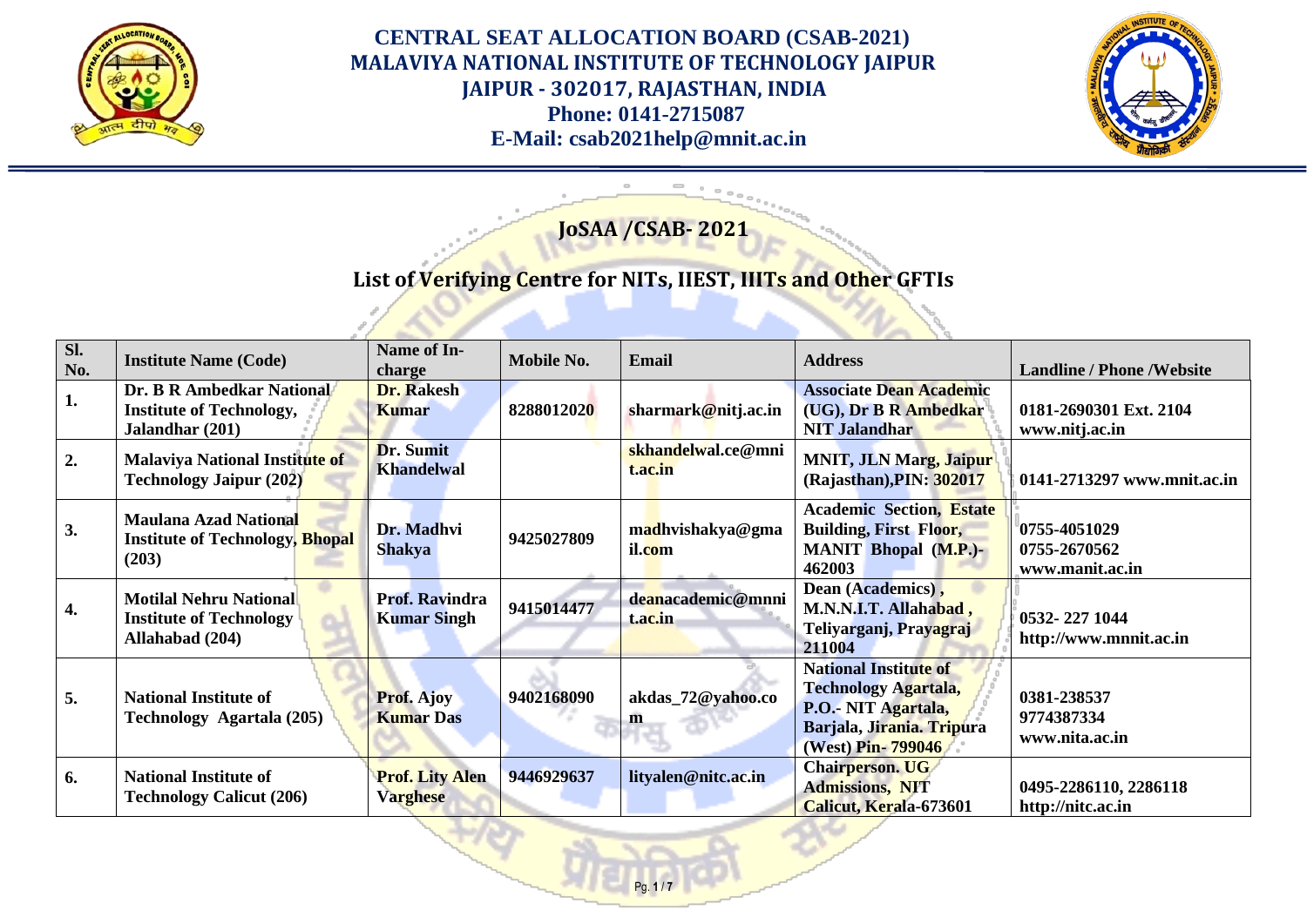# CENTRAL SEAT ALLOCATION BOARD (CSAB-2021)
## MALAVIYA NATIONAL INSTITUTE OF TECHNOLOGY JAIPUR
### JAIPUR - 302017, RAJASTHAN, INDIA
### Phone: 0141-2715087
### E-Mail: csab2021help@mnit.ac.in

## JoSAA /CSAB- 2021

## List of Verifying Centre for NITs, IIEST, IIITs and Other GFTIs

| Sl. No. | Institute Name (Code) | Name of In-charge | Mobile No. | Email | Address | Landline / Phone /Website |
|---|---|---|---|---|---|---|
| 1. | Dr. B R Ambedkar National Institute of Technology, Jalandhar (201) | Dr. Rakesh Kumar | 8288012020 | sharmark@nitj.ac.in | Associate Dean Academic (UG), Dr B R Ambedkar NIT Jalandhar | 0181-2690301 Ext. 2104 www.nitj.ac.in |
| 2. | Malaviya National Institute of Technology Jaipur (202) | Dr. Sumit Khandelwal | | skhandelwal.ce@mnit.ac.in | MNIT, JLN Marg, Jaipur (Rajasthan),PIN: 302017 | 0141-2713297 www.mnit.ac.in |
| 3. | Maulana Azad National Institute of Technology, Bhopal (203) | Dr. Madhvi Shakya | 9425027809 | madhvishakya@gmail.com | Academic Section, Estate Building, First Floor, MANIT Bhopal (M.P.)- 462003 | 0755-4051029 0755-2670562 www.manit.ac.in |
| 4. | Motilal Nehru National Institute of Technology Allahabad (204) | Prof. Ravindra Kumar Singh | 9415014477 | deanacademic@mnnit.ac.in | Dean (Academics) , M.N.N.I.T. Allahabad , Teliyarganj, Prayagraj 211004 | 0532- 227 1044 http://www.mnnit.ac.in |
| 5. | National Institute of Technology Agartala (205) | Prof. Ajoy Kumar Das | 9402168090 | akdas_72@yahoo.com | National Institute of Technology Agartala, P.O.- NIT Agartala, Barjala, Jirania. Tripura (West) Pin- 799046 | 0381-238537 9774387334 www.nita.ac.in |
| 6. | National Institute of Technology Calicut (206) | Prof. Lity Alen Varghese | 9446929637 | lityalen@nitc.ac.in | Chairperson. UG Admissions, NIT Calicut, Kerala-673601 | 0495-2286110, 2286118 http://nitc.ac.in |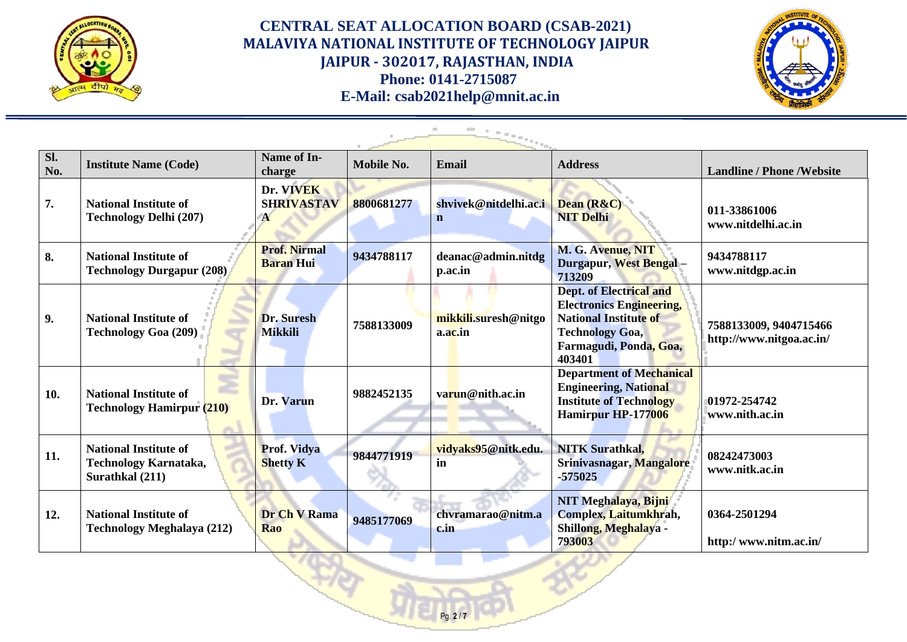# CENTRAL SEAT ALLOCATION BOARD (CSAB-2021)
## MALAVIYA NATIONAL INSTITUTE OF TECHNOLOGY JAIPUR
**JAIPUR - 302017, RAJASTHAN, INDIA**
**Phone: 0141-2715087**
**E-Mail: csab2021help@mnit.ac.in**

| Sl. No. | Institute Name (Code) | Name of In-charge | Mobile No. | Email | Address | Landline / Phone /Website |
|---|---|---|---|---|---|---|
| 7. | National Institute of Technology Delhi (207) | Dr. VIVEK SHRIVASTAVA | 8800681277 | shvivek@nitdelhi.ac.in | Dean (R&C) NIT Delhi | 011-33861006 www.nitdelhi.ac.in |
| 8. | National Institute of Technology Durgapur (208) | Prof. Nirmal Baran Hui | 9434788117 | deanac@admin.nitdgp.ac.in | M. G. Avenue, NIT Durgapur, West Bengal – 713209 | 9434788117 www.nitdgp.ac.in |
| 9. | National Institute of Technology Goa (209) | Dr. Suresh Mikkili | 7588133009 | mikkili.suresh@nitgoa.ac.in | Dept. of Electrical and Electronics Engineering, National Institute of Technology Goa, Farmagudi, Ponda, Goa, 403401 | 7588133009, 9404715466 http://www.nitgoa.ac.in/ |
| 10. | National Institute of Technology Hamirpur (210) | Dr. Varun | 9882452135 | varun@nith.ac.in | Department of Mechanical Engineering, National Institute of Technology Hamirpur HP-177006 | 01972-254742 www.nith.ac.in |
| 11. | National Institute of Technology Karnataka, Surathkal (211) | Prof. Vidya Shetty K | 9844771919 | vidyaks95@nitk.edu.in | NITK Surathkal, Srinivasnagar, Mangalore -575025 | 08242473003 www.nitk.ac.in |
| 12. | National Institute of Technology Meghalaya (212) | Dr Ch V Rama Rao | 9485177069 | chvramarao@nitm.ac.in | NIT Meghalaya, Bijni Complex, Laitumkhrah, Shillong, Meghalaya - 793003 | 0364-2501294 http:/ www.nitm.ac.in/ |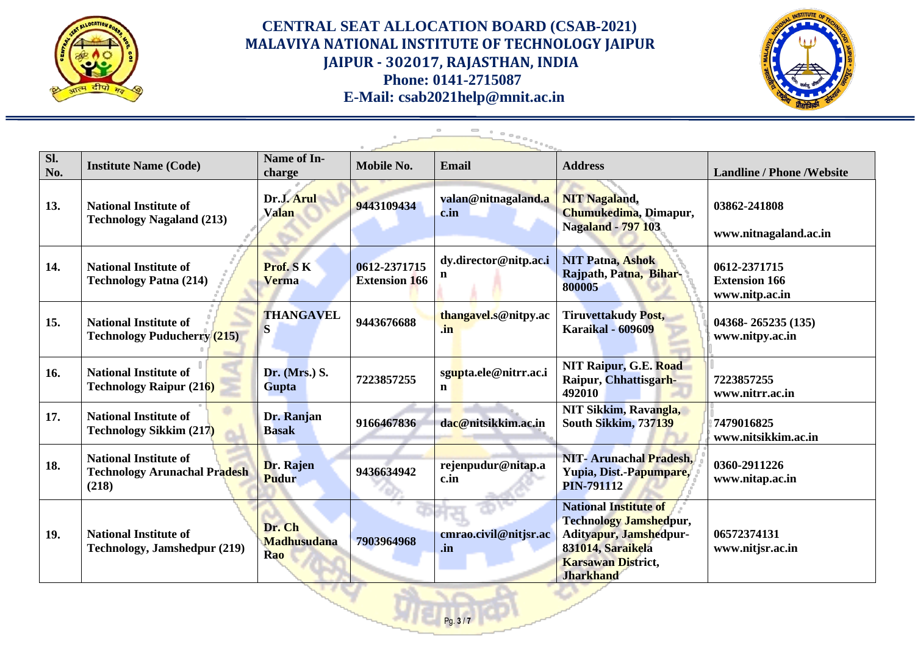# CENTRAL SEAT ALLOCATION BOARD (CSAB-2021)
## MALAVIYA NATIONAL INSTITUTE OF TECHNOLOGY JAIPUR
### JAIPUR - 302017, RAJASTHAN, INDIA
**Phone: 0141-2715087**
**E-Mail: csab2021help@mnit.ac.in**

| Sl. No. | Institute Name (Code) | Name of In-charge | Mobile No. | Email | Address | Landline / Phone /Website |
|---|---|---|---|---|---|---|
| 13. | National Institute of Technology Nagaland (213) | Dr.J. Arul Valan | 9443109434 | valan@nitnagaland.ac.in | NIT Nagaland, Chumukedima, Dimapur, Nagaland - 797 103 | 03862-241808 www.nitnagaland.ac.in |
| 14. | National Institute of Technology Patna (214) | Prof. S K Verma | 0612-2371715 Extension 166 | dy.director@nitp.ac.in | NIT Patna, Ashok Rajpath, Patna, Bihar-800005 | 0612-2371715 Extension 166 www.nitp.ac.in |
| 15. | National Institute of Technology Puducherry (215) | THANGAVEL S | 9443676688 | thangavel.s@nitpy.ac.in | Tiruvettakudy Post, Karaikal - 609609 | 04368- 265235 (135) www.nitpy.ac.in |
| 16. | National Institute of Technology Raipur (216) | Dr. (Mrs.) S. Gupta | 7223857255 | sgupta.ele@nitrr.ac.in | NIT Raipur, G.E. Road Raipur, Chhattisgarh-492010 | 7223857255 www.nitrr.ac.in |
| 17. | National Institute of Technology Sikkim (217) | Dr. Ranjan Basak | 9166467836 | dac@nitsikkim.ac.in | NIT Sikkim, Ravangla, South Sikkim, 737139 | 7479016825 www.nitsikkim.ac.in |
| 18. | National Institute of Technology Arunachal Pradesh (218) | Dr. Rajen Pudur | 9436634942 | rejenpudur@nitap.ac.in | NIT- Arunachal Pradesh, Yupia, Dist.-Papumpare, PIN-791112 | 0360-2911226 www.nitap.ac.in |
| 19. | National Institute of Technology, Jamshedpur (219) | Dr. Ch Madhusudana Rao | 7903964968 | cmrao.civil@nitjsr.ac.in | National Institute of Technology Jamshedpur, Adityapur, Jamshedpur-831014, Saraikela Karsawan District, Jharkhand | 06572374131 www.nitjsr.ac.in |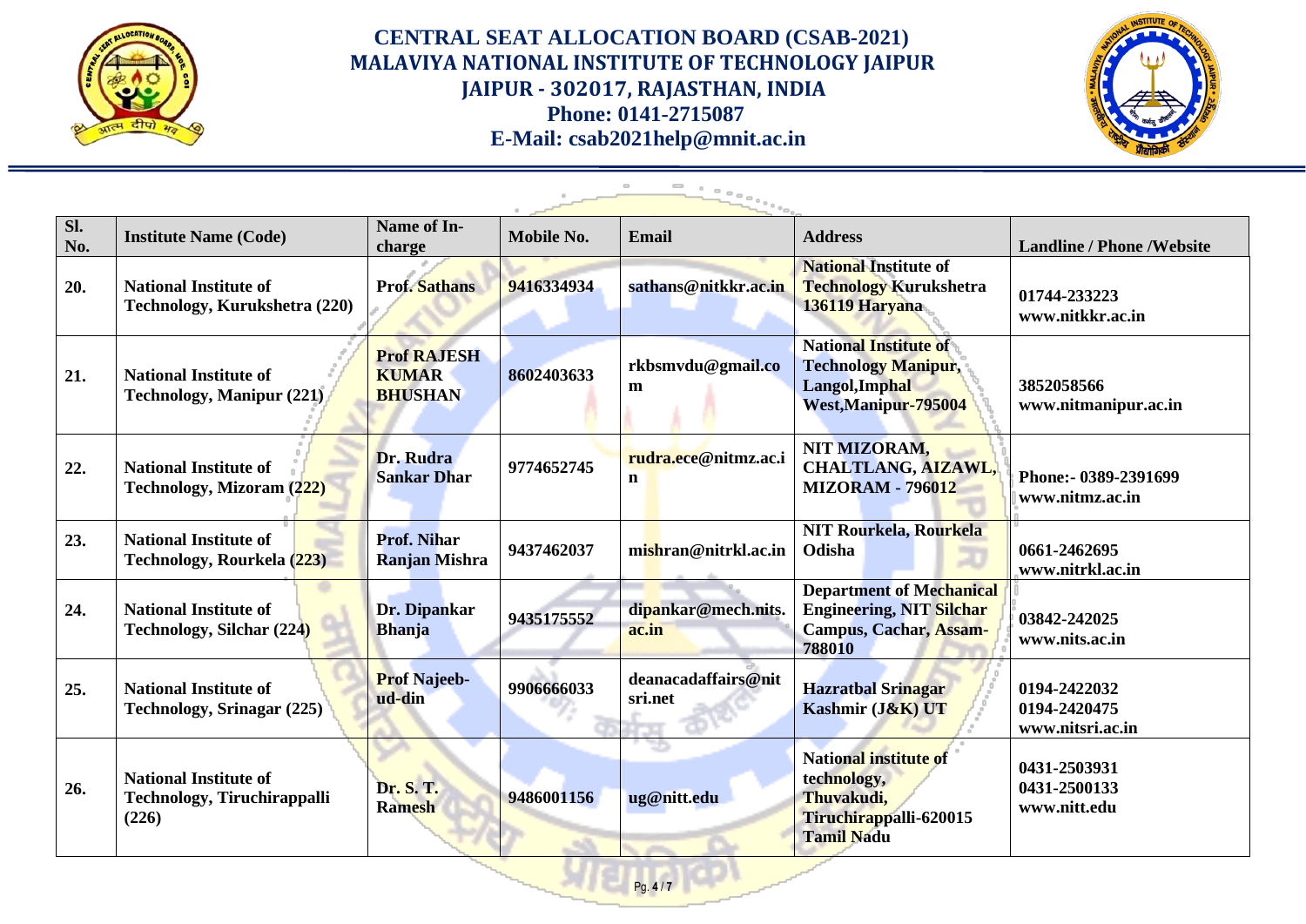# CENTRAL SEAT ALLOCATION BOARD (CSAB-2021)
## MALAVIYA NATIONAL INSTITUTE OF TECHNOLOGY JAIPUR
### JAIPUR - 302017, RAJASTHAN, INDIA
**Phone: 0141-2715087**
**E-Mail: csab2021help@mnit.ac.in**

| Sl. No. | Institute Name (Code) | Name of In-charge | Mobile No. | Email | Address | Landline / Phone /Website |
|---|---|---|---|---|---|---|
| 20. | National Institute of Technology, Kurukshetra (220) | Prof. Sathans | 9416334934 | sathans@nitkkr.ac.in | National Institute of Technology Kurukshetra 136119 Haryana | 01744-233223 www.nitkkr.ac.in |
| 21. | National Institute of Technology, Manipur (221) | Prof RAJESH KUMAR BHUSHAN | 8602403633 | rkbsmvdu@gmail.com | National Institute of Technology Manipur, Langol,Imphal West,Manipur-795004 | 3852058566 www.nitmanipur.ac.in |
| 22. | National Institute of Technology, Mizoram (222) | Dr. Rudra Sankar Dhar | 9774652745 | rudra.ece@nitmz.ac.in | NIT MIZORAM, CHALTLANG, AIZAWL, MIZORAM - 796012 | Phone:- 0389-2391699 www.nitmz.ac.in |
| 23. | National Institute of Technology, Rourkela (223) | Prof. Nihar Ranjan Mishra | 9437462037 | mishran@nitrkl.ac.in | NIT Rourkela, Rourkela Odisha | 0661-2462695 www.nitrkl.ac.in |
| 24. | National Institute of Technology, Silchar (224) | Dr. Dipankar Bhanja | 9435175552 | dipankar@mech.nits.ac.in | Department of Mechanical Engineering, NIT Silchar Campus, Cachar, Assam-788010 | 03842-242025 www.nits.ac.in |
| 25. | National Institute of Technology, Srinagar (225) | Prof Najeeb-ud-din | 9906666033 | deanacadaffairs@nitsri.net | Hazratbal Srinagar Kashmir (J&K) UT | 0194-2422032 0194-2420475 www.nitsri.ac.in |
| 26. | National Institute of Technology, Tiruchirappalli (226) | Dr. S. T. Ramesh | 9486001156 | ug@nitt.edu | National institute of technology, Thuvakudi, Tiruchirappalli-620015 Tamil Nadu | 0431-2503931 0431-2500133 www.nitt.edu |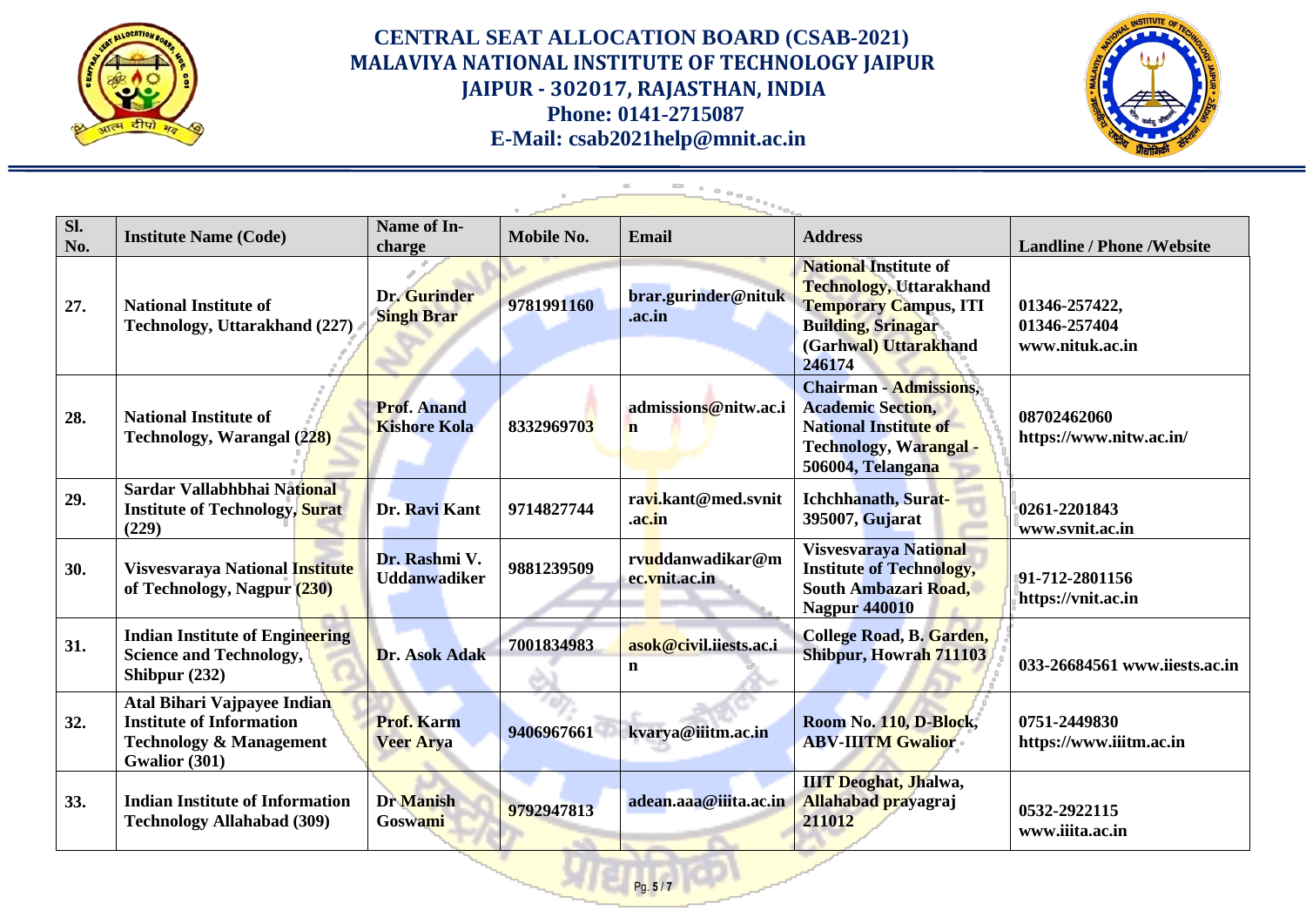# CENTRAL SEAT ALLOCATION BOARD (CSAB-2021)
## MALAVIYA NATIONAL INSTITUTE OF TECHNOLOGY JAIPUR
## JAIPUR - 302017, RAJASTHAN, INDIA
**Phone: 0141-2715087**
**E-Mail: csab2021help@mnit.ac.in**

| Sl. No. | Institute Name (Code) | Name of In-charge | Mobile No. | Email | Address | Landline / Phone /Website |
|---|---|---|---|---|---|---|
| 27. | National Institute of Technology, Uttarakhand (227) | Dr. Gurinder Singh Brar | 9781991160 | brar.gurinder@nituk.ac.in | National Institute of Technology, Uttarakhand Temporary Campus, ITI Building, Srinagar (Garhwal) Uttarakhand 246174 | 01346-257422, 01346-257404 www.nituk.ac.in |
| 28. | National Institute of Technology, Warangal (228) | Prof. Anand Kishore Kola | 8332969703 | admissions@nitw.ac.in | Chairman - Admissions, Academic Section, National Institute of Technology, Warangal - 506004, Telangana | 08702462060 https://www.nitw.ac.in/ |
| 29. | Sardar Vallabhbhai National Institute of Technology, Surat (229) | Dr. Ravi Kant | 9714827744 | ravi.kant@med.svnit.ac.in | Ichchhanath, Surat-395007, Gujarat | 0261-2201843 www.svnit.ac.in |
| 30. | Visvesvaraya National Institute of Technology, Nagpur (230) | Dr. Rashmi V. Uddanwadiker | 9881239509 | rvuddanwadikar@mec.vnit.ac.in | Visvesvaraya National Institute of Technology, South Ambazari Road, Nagpur 440010 | 91-712-2801156 https://vnit.ac.in |
| 31. | Indian Institute of Engineering Science and Technology, Shibpur (232) | Dr. Asok Adak | 7001834983 | asok@civil.iiests.ac.in | College Road, B. Garden, Shibpur, Howrah 711103 | 033-26684561 www.iiests.ac.in |
| 32. | Atal Bihari Vajpayee Indian Institute of Information Technology & Management Gwalior (301) | Prof. Karm Veer Arya | 9406967661 | kvarya@iiitm.ac.in | Room No. 110, D-Block, ABV-IIITM Gwalior | 0751-2449830 https://www.iiitm.ac.in |
| 33. | Indian Institute of Information Technology Allahabad (309) | Dr Manish Goswami | 9792947813 | adean.aaa@iiita.ac.in | IIIT Deoghat, Jhalwa, Allahabad prayagraj 211012 | 0532-2922115 www.iiita.ac.in |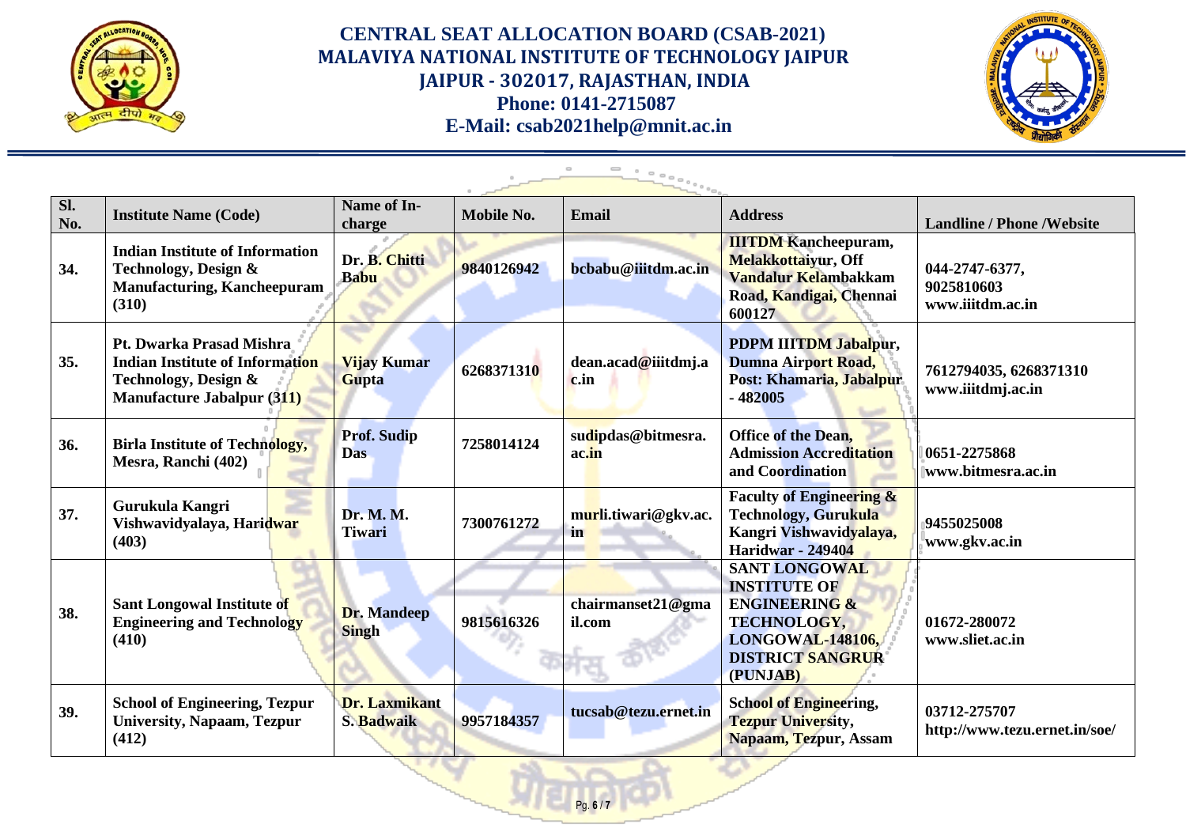# CENTRAL SEAT ALLOCATION BOARD (CSAB-2021)
## MALAVIYA NATIONAL INSTITUTE OF TECHNOLOGY JAIPUR
## JAIPUR - 302017, RAJASTHAN, INDIA
**Phone: 0141-2715087**
**E-Mail: csab2021help@mnit.ac.in**

| Sl. No. | Institute Name (Code) | Name of In-charge | Mobile No. | Email | Address | Landline / Phone /Website |
|---|---|---|---|---|---|---|
| 34. | Indian Institute of Information Technology, Design & Manufacturing, Kancheepuram (310) | Dr. B. Chitti Babu | 9840126942 | bcbabu@iiitdm.ac.in | IIITDM Kancheepuram, Melakkottaiyur, Off Vandalur Kelambakkam Road, Kandigai, Chennai 600127 | 044-2747-6377, 9025810603 www.iiitdm.ac.in |
| 35. | Pt. Dwarka Prasad Mishra Indian Institute of Information Technology, Design & Manufacture Jabalpur (311) | Vijay Kumar Gupta | 6268371310 | dean.acad@iiitdmj.ac.in | PDPM IIITDM Jabalpur, Dumna Airport Road, Post: Khamaria, Jabalpur - 482005 | 7612794035, 6268371310 www.iiitdmj.ac.in |
| 36. | Birla Institute of Technology, Mesra, Ranchi (402) | Prof. Sudip Das | 7258014124 | sudipdas@bitmesra.ac.in | Office of the Dean, Admission Accreditation and Coordination | 0651-2275868 www.bitmesra.ac.in |
| 37. | Gurukula Kangri Vishwavidyalaya, Haridwar (403) | Dr. M. M. Tiwari | 7300761272 | murli.tiwari@gkv.ac.in | Faculty of Engineering & Technology, Gurukula Kangri Vishwavidyalaya, Haridwar - 249404 | 9455025008 www.gkv.ac.in |
| 38. | Sant Longowal Institute of Engineering and Technology (410) | Dr. Mandeep Singh | 9815616326 | chairmanset21@gmail.com | SANT LONGOWAL INSTITUTE OF ENGINEERING & TECHNOLOGY, LONGOWAL-148106, DISTRICT SANGRUR (PUNJAB) | 01672-280072 www.sliet.ac.in |
| 39. | School of Engineering, Tezpur University, Napaam, Tezpur (412) | Dr. Laxmikant S. Badwaik | 9957184357 | tucsab@tezu.ernet.in | School of Engineering, Tezpur University, Napaam, Tezpur, Assam | 03712-275707 http://www.tezu.ernet.in/soe/ |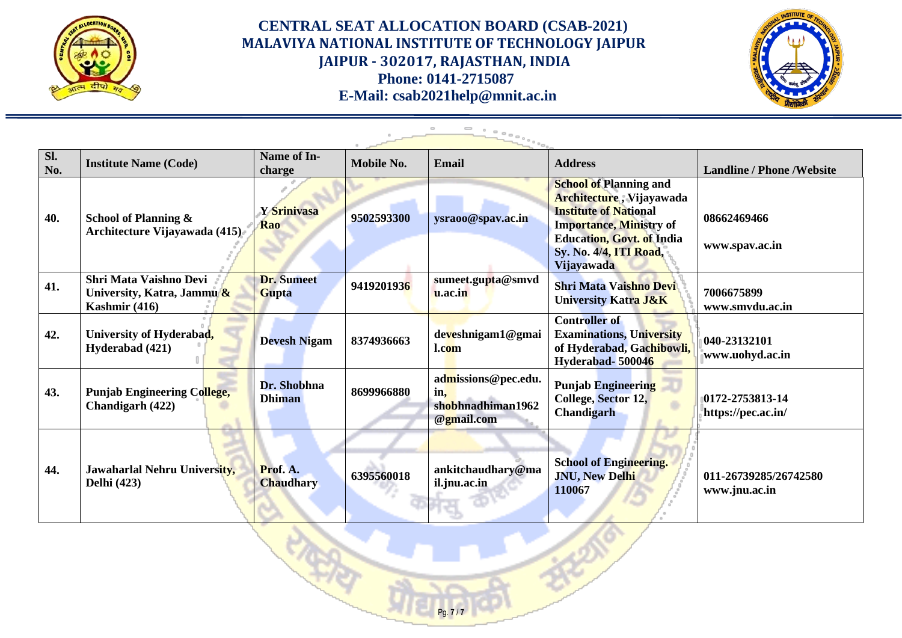# CENTRAL SEAT ALLOCATION BOARD (CSAB-2021)
## MALAVIYA NATIONAL INSTITUTE OF TECHNOLOGY JAIPUR
## JAIPUR - 302017, RAJASTHAN, INDIA
## Phone: 0141-2715087
## E-Mail: csab2021help@mnit.ac.in

| Sl. No. | Institute Name (Code) | Name of In-charge | Mobile No. | Email | Address | Landline / Phone /Website |
|---|---|---|---|---|---|---|
| 40. | School of Planning & Architecture Vijayawada (415) | Y Srinivasa Rao | 9502593300 | ysraoo@spav.ac.in | School of Planning and Architecture , Vijayawada Institute of National Importance, Ministry of Education, Govt. of India Sy. No. 4/4, ITI Road, Vijayawada | 08662469466 www.spav.ac.in |
| 41. | Shri Mata Vaishno Devi University, Katra, Jammu & Kashmir (416) | Dr. Sumeet Gupta | 9419201936 | sumeet.gupta@smvdu.ac.in | Shri Mata Vaishno Devi University Katra J&K | 7006675899 www.smvdu.ac.in |
| 42. | University of Hyderabad, Hyderabad (421) | Devesh Nigam | 8374936663 | deveshnigam1@gmail.com | Controller of Examinations, University of Hyderabad, Gachibowli, Hyderabad- 500046 | 040-23132101 www.uohyd.ac.in |
| 43. | Punjab Engineering College, Chandigarh (422) | Dr. Shobhna Dhiman | 8699966880 | admissions@pec.edu.in, shobhnadhiman1962@gmail.com | Punjab Engineering College, Sector 12, Chandigarh | 0172-2753813-14 https://pec.ac.in/ |
| 44. | Jawaharlal Nehru University, Delhi (423) | Prof. A. Chaudhary | 6395560018 | ankitchaudhary@mail.jnu.ac.in | School of Engineering. JNU, New Delhi 110067 | 011-26739285/26742580 www.jnu.ac.in |